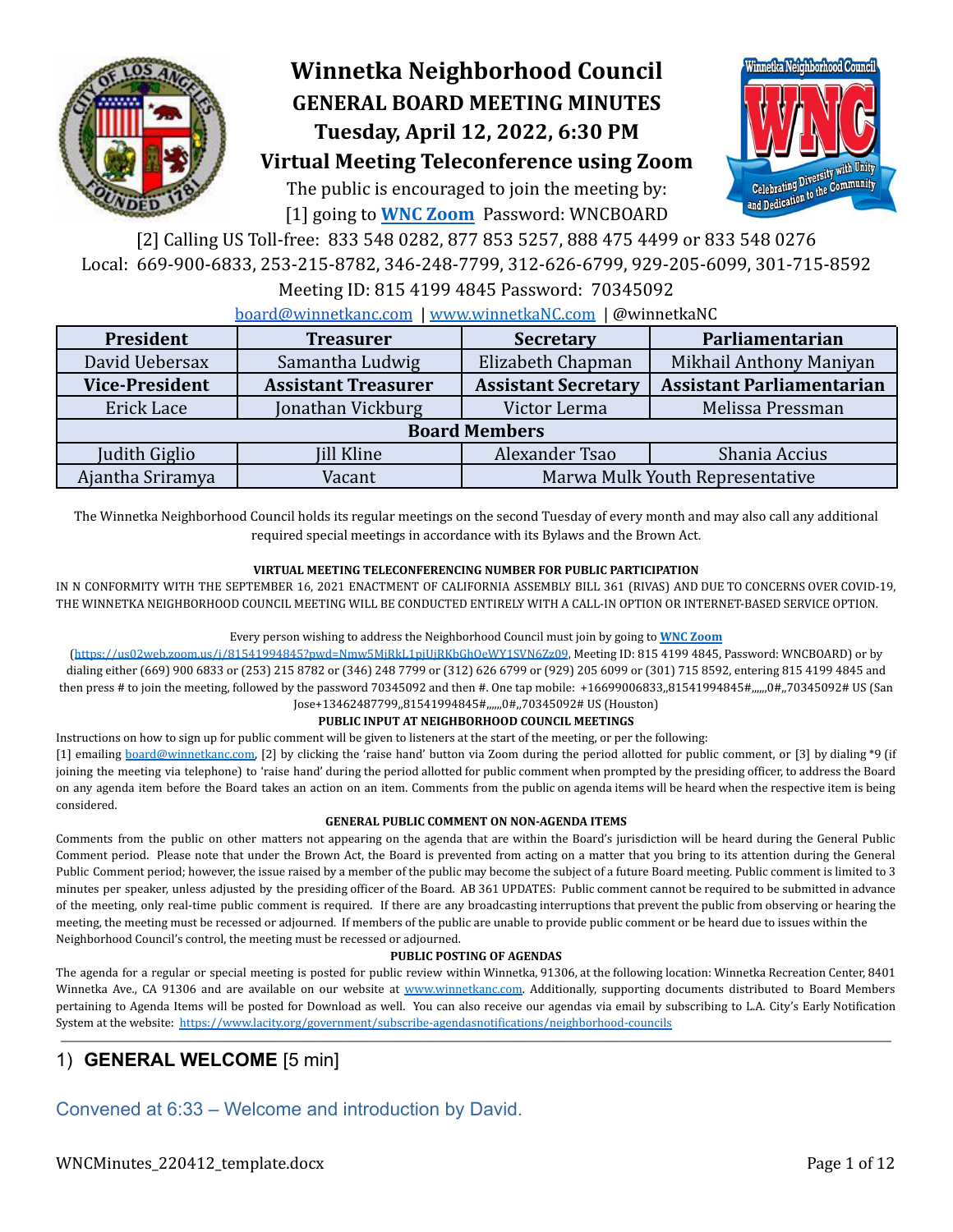# Winnetka Neighborhood Council
## GENERAL BOARD MEETING MINUTES
## Tuesday, April 12, 2022, 6:30 PM
## Virtual Meeting Teleconference using Zoom

The public is encouraged to join the meeting by:
[1] going to **WNC Zoom** Password: WNCBOARD
[2] Calling US Toll-free: 833 548 0282, 877 853 5257, 888 475 4499 or 833 548 0276
Local: 669-900-6833, 253-215-8782, 346-248-7799, 312-626-6799, 929-205-6099, 301-715-8592
Meeting ID: 815 4199 4845 Password: 70345092

board@winnetkanc.com | www.winnetkaNC.com | @winnetkaNC

| President | Treasurer | Secretary | Parliamentarian |
|---|---|---|---|
| David Uebersax | Samantha Ludwig | Elizabeth Chapman | Mikhail Anthony Maniyan |
| **Vice-President** | **Assistant Treasurer** | **Assistant Secretary** | **Assistant Parliamentarian** |
| Erick Lace | Jonathan Vickburg | Victor Lerma | Melissa Pressman |
| **Board Members** | | | |
| Judith Giglio | Jill Kline | Alexander Tsao | Shania Accius |
| Ajantha Sriramya | Vacant | Marwa Mulk Youth Representative | |

The Winnetka Neighborhood Council holds its regular meetings on the second Tuesday of every month and may also call any additional required special meetings in accordance with its Bylaws and the Brown Act.

**VIRTUAL MEETING TELECONFERENCING NUMBER FOR PUBLIC PARTICIPATION**

IN N CONFORMITY WITH THE SEPTEMBER 16, 2021 ENACTMENT OF CALIFORNIA ASSEMBLY BILL 361 (RIVAS) AND DUE TO CONCERNS OVER COVID-19, THE WINNETKA NEIGHBORHOOD COUNCIL MEETING WILL BE CONDUCTED ENTIRELY WITH A CALL-IN OPTION OR INTERNET-BASED SERVICE OPTION.

Every person wishing to address the Neighborhood Council must join by going to **WNC Zoom** (https://us02web.zoom.us/j/81541994845?pwd=Nmw5MjRkL1pjUjRKbGhOeWY1SVN6Zz09, Meeting ID: 815 4199 4845, Password: WNCBOARD) or by dialing either (669) 900 6833 or (253) 215 8782 or (346) 248 7799 or (312) 626 6799 or (929) 205 6099 or (301) 715 8592, entering 815 4199 4845 and then press # to join the meeting, followed by the password 70345092 and then #. One tap mobile: +16699006833,,81541994845#,,,,,,0#,,70345092# US (San Jose+13462487799,,81541994845#,,,,,,0#,,70345092# US (Houston)

**PUBLIC INPUT AT NEIGHBORHOOD COUNCIL MEETINGS**

Instructions on how to sign up for public comment will be given to listeners at the start of the meeting, or per the following:
[1] emailing board@winnetkanc.com, [2] by clicking the 'raise hand' button via Zoom during the period allotted for public comment, or [3] by dialing *9 (if joining the meeting via telephone) to 'raise hand' during the period allotted for public comment when prompted by the presiding officer, to address the Board on any agenda item before the Board takes an action on an item. Comments from the public on agenda items will be heard when the respective item is being considered.

**GENERAL PUBLIC COMMENT ON NON-AGENDA ITEMS**

Comments from the public on other matters not appearing on the agenda that are within the Board's jurisdiction will be heard during the General Public Comment period. Please note that under the Brown Act, the Board is prevented from acting on a matter that you bring to its attention during the General Public Comment period; however, the issue raised by a member of the public may become the subject of a future Board meeting. Public comment is limited to 3 minutes per speaker, unless adjusted by the presiding officer of the Board. AB 361 UPDATES: Public comment cannot be required to be submitted in advance of the meeting, only real-time public comment is required. If there are any broadcasting interruptions that prevent the public from observing or hearing the meeting, the meeting must be recessed or adjourned. If members of the public are unable to provide public comment or be heard due to issues within the Neighborhood Council's control, the meeting must be recessed or adjourned.

**PUBLIC POSTING OF AGENDAS**

The agenda for a regular or special meeting is posted for public review within Winnetka, 91306, at the following location: Winnetka Recreation Center, 8401 Winnetka Ave., CA 91306 and are available on our website at www.winnetkanc.com. Additionally, supporting documents distributed to Board Members pertaining to Agenda Items will be posted for Download as well. You can also receive our agendas via email by subscribing to L.A. City's Early Notification System at the website: https://www.lacity.org/government/subscribe-agendasnotifications/neighborhood-councils

## 1) GENERAL WELCOME [5 min]

Convened at 6:33 – Welcome and introduction by David.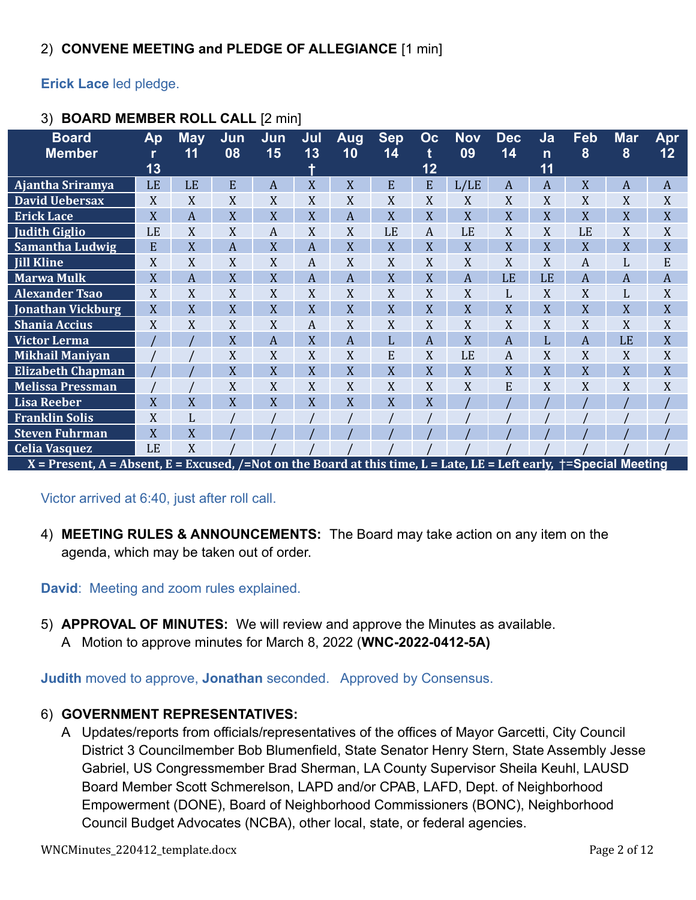2) **CONVENE MEETING and PLEDGE OF ALLEGIANCE** [1 min]

**Erick Lace** led pledge.

3) **BOARD MEMBER ROLL CALL** [2 min]

| Board Member | Apr 13 | May 11 | Jun 08 | Jun 15 | Jul 13 † | Aug 10 | Sep 14 | Oct 12 | Nov 09 | Dec 14 | Jan 11 | Feb 8 | Mar 8 | Apr 12 |
|---|---|---|---|---|---|---|---|---|---|---|---|---|---|---|
| Ajantha Sriramya | LE | LE | E | A | X | X | E | E | L/LE | A | A | X | A | A |
| David Uebersax | X | X | X | X | X | X | X | X | X | X | X | X | X | X |
| Erick Lace | X | A | X | X | X | A | X | X | X | X | X | X | X | X |
| Judith Giglio | LE | X | X | A | X | X | LE | A | LE | X | X | LE | X | X |
| Samantha Ludwig | E | X | A | X | A | X | X | X | X | X | X | X | X | X |
| Jill Kline | X | X | X | X | A | X | X | X | X | X | X | A | L | E |
| Marwa Mulk | X | A | X | X | A | A | X | X | A | LE | LE | A | A | A |
| Alexander Tsao | X | X | X | X | X | X | X | X | X | L | X | X | L | X |
| Jonathan Vickburg | X | X | X | X | X | X | X | X | X | X | X | X | X | X |
| Shania Accius | X | X | X | X | A | X | X | X | X | X | X | X | X | X |
| Victor Lerma | / | / | X | A | X | A | L | A | X | A | L | A | LE | X |
| Mikhail Maniyan | / | / | X | X | X | X | E | X | LE | A | X | X | X | X |
| Elizabeth Chapman | / | / | X | X | X | X | X | X | X | X | X | X | X | X |
| Melissa Pressman | / | / | X | X | X | X | X | X | X | E | X | X | X | X |
| Lisa Reeber | X | X | X | X | X | X | X | X | / | / | / | / | / | / |
| Franklin Solis | X | L | / | / | / | / | / | / | / | / | / | / | / | / |
| Steven Fuhrman | X | X | / | / | / | / | / | / | / | / | / | / | / | / |
| Celia Vasquez | LE | X | / | / | / | / | / | / | / | / | / | / | / | / |

X = Present, A = Absent, E = Excused, /=Not on the Board at this time, L = Late, LE = Left early, †=Special Meeting

Victor arrived at 6:40, just after roll call.

4) **MEETING RULES & ANNOUNCEMENTS:** The Board may take action on any item on the agenda, which may be taken out of order.

**David**: Meeting and zoom rules explained.

5) **APPROVAL OF MINUTES:** We will review and approve the Minutes as available.
   A Motion to approve minutes for March 8, 2022 (**WNC-2022-0412-5A)**

**Judith** moved to approve, **Jonathan** seconded. Approved by Consensus.

6) **GOVERNMENT REPRESENTATIVES:**
   A Updates/reports from officials/representatives of the offices of Mayor Garcetti, City Council District 3 Councilmember Bob Blumenfield, State Senator Henry Stern, State Assembly Jesse Gabriel, US Congressmember Brad Sherman, LA County Supervisor Sheila Keuhl, LAUSD Board Member Scott Schmerelson, LAPD and/or CPAB, LAFD, Dept. of Neighborhood Empowerment (DONE), Board of Neighborhood Commissioners (BONC), Neighborhood Council Budget Advocates (NCBA), other local, state, or federal agencies.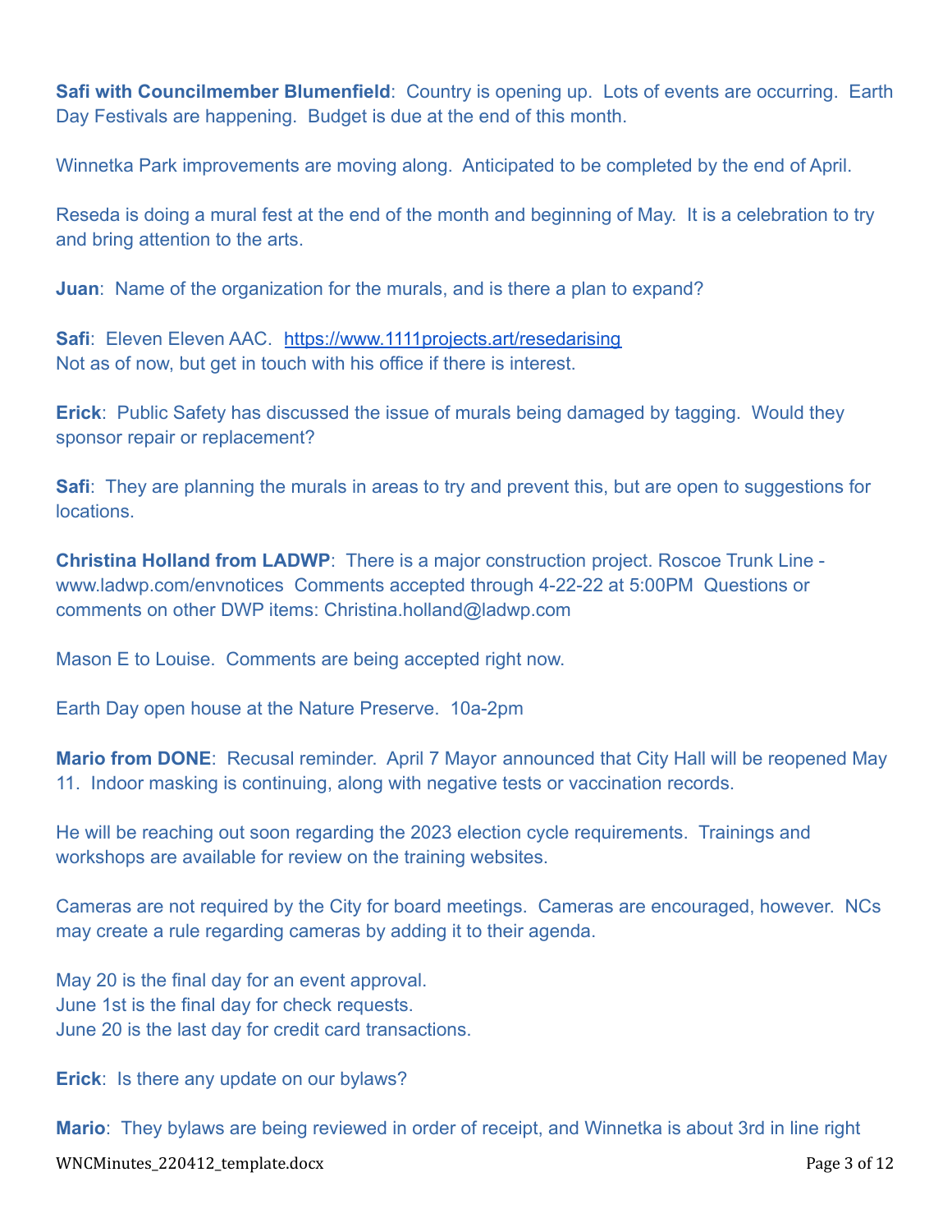**Safi with Councilmember Blumenfield**: Country is opening up. Lots of events are occurring. Earth Day Festivals are happening. Budget is due at the end of this month.

Winnetka Park improvements are moving along. Anticipated to be completed by the end of April.

Reseda is doing a mural fest at the end of the month and beginning of May. It is a celebration to try and bring attention to the arts.

**Juan**: Name of the organization for the murals, and is there a plan to expand?

**Safi**: Eleven Eleven AAC. https://www.1111projects.art/resedarising
Not as of now, but get in touch with his office if there is interest.

**Erick**: Public Safety has discussed the issue of murals being damaged by tagging. Would they sponsor repair or replacement?

**Safi**: They are planning the murals in areas to try and prevent this, but are open to suggestions for locations.

**Christina Holland from LADWP**: There is a major construction project. Roscoe Trunk Line - www.ladwp.com/envnotices Comments accepted through 4-22-22 at 5:00PM Questions or comments on other DWP items: Christina.holland@ladwp.com

Mason E to Louise. Comments are being accepted right now.

Earth Day open house at the Nature Preserve. 10a-2pm

**Mario from DONE**: Recusal reminder. April 7 Mayor announced that City Hall will be reopened May 11. Indoor masking is continuing, along with negative tests or vaccination records.

He will be reaching out soon regarding the 2023 election cycle requirements. Trainings and workshops are available for review on the training websites.

Cameras are not required by the City for board meetings. Cameras are encouraged, however. NCs may create a rule regarding cameras by adding it to their agenda.

May 20 is the final day for an event approval.
June 1st is the final day for check requests.
June 20 is the last day for credit card transactions.

**Erick**: Is there any update on our bylaws?

**Mario**: They bylaws are being reviewed in order of receipt, and Winnetka is about 3rd in line right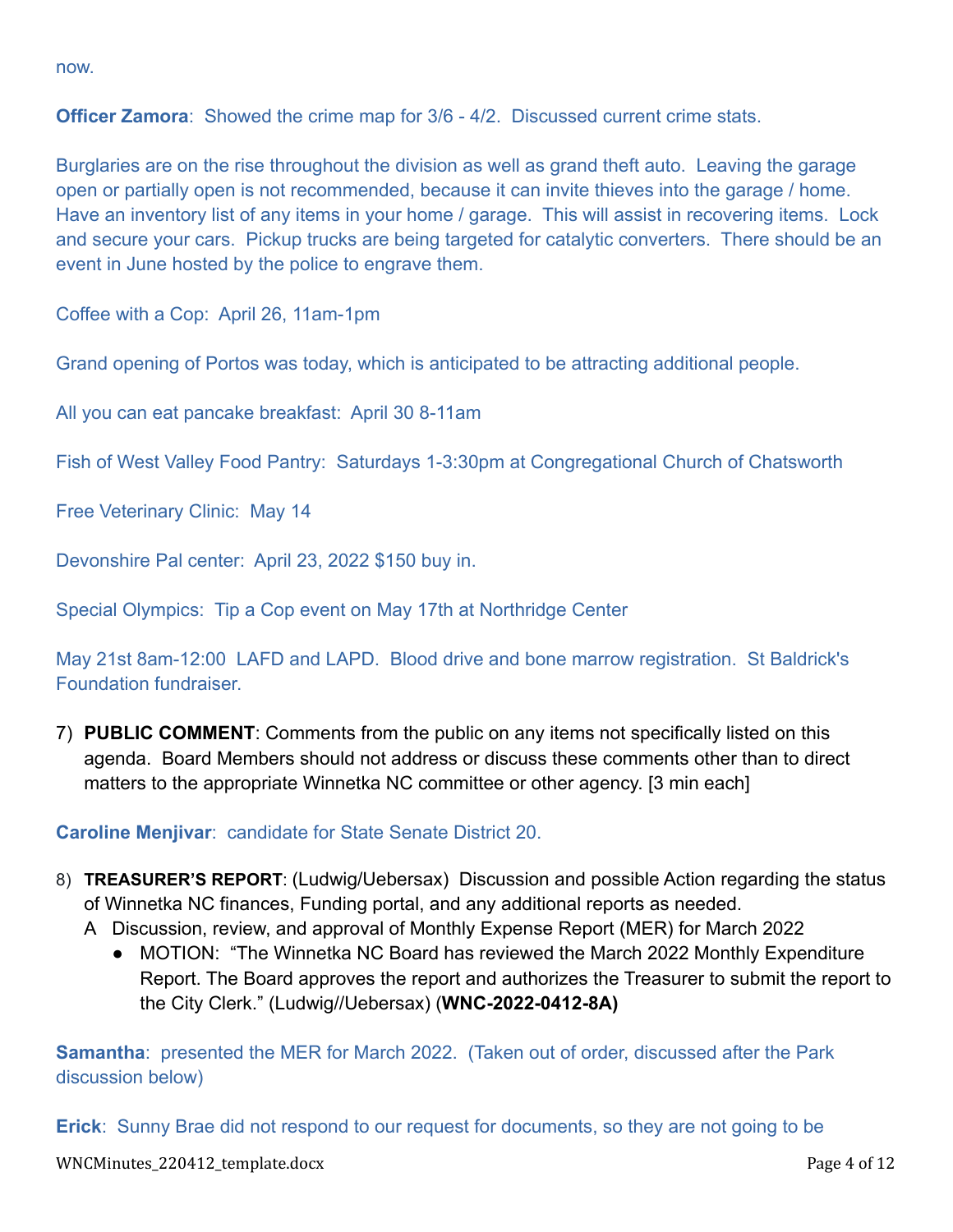now.

**Officer Zamora**: Showed the crime map for 3/6 - 4/2. Discussed current crime stats.

Burglaries are on the rise throughout the division as well as grand theft auto. Leaving the garage open or partially open is not recommended, because it can invite thieves into the garage / home. Have an inventory list of any items in your home / garage. This will assist in recovering items. Lock and secure your cars. Pickup trucks are being targeted for catalytic converters. There should be an event in June hosted by the police to engrave them.

Coffee with a Cop: April 26, 11am-1pm

Grand opening of Portos was today, which is anticipated to be attracting additional people.

All you can eat pancake breakfast: April 30 8-11am

Fish of West Valley Food Pantry: Saturdays 1-3:30pm at Congregational Church of Chatsworth

Free Veterinary Clinic: May 14

Devonshire Pal center: April 23, 2022 $150 buy in.

Special Olympics: Tip a Cop event on May 17th at Northridge Center

May 21st 8am-12:00 LAFD and LAPD. Blood drive and bone marrow registration. St Baldrick's Foundation fundraiser.

7) **PUBLIC COMMENT**: Comments from the public on any items not specifically listed on this agenda. Board Members should not address or discuss these comments other than to direct matters to the appropriate Winnetka NC committee or other agency. [3 min each]

**Caroline Menjivar**: candidate for State Senate District 20.

8) **TREASURER'S REPORT**: (Ludwig/Uebersax) Discussion and possible Action regarding the status of Winnetka NC finances, Funding portal, and any additional reports as needed.
   A Discussion, review, and approval of Monthly Expense Report (MER) for March 2022
   - MOTION: "The Winnetka NC Board has reviewed the March 2022 Monthly Expenditure Report. The Board approves the report and authorizes the Treasurer to submit the report to the City Clerk." (Ludwig//Uebersax) (**WNC-2022-0412-8A)**

**Samantha**: presented the MER for March 2022. (Taken out of order, discussed after the Park discussion below)

**Erick**: Sunny Brae did not respond to our request for documents, so they are not going to be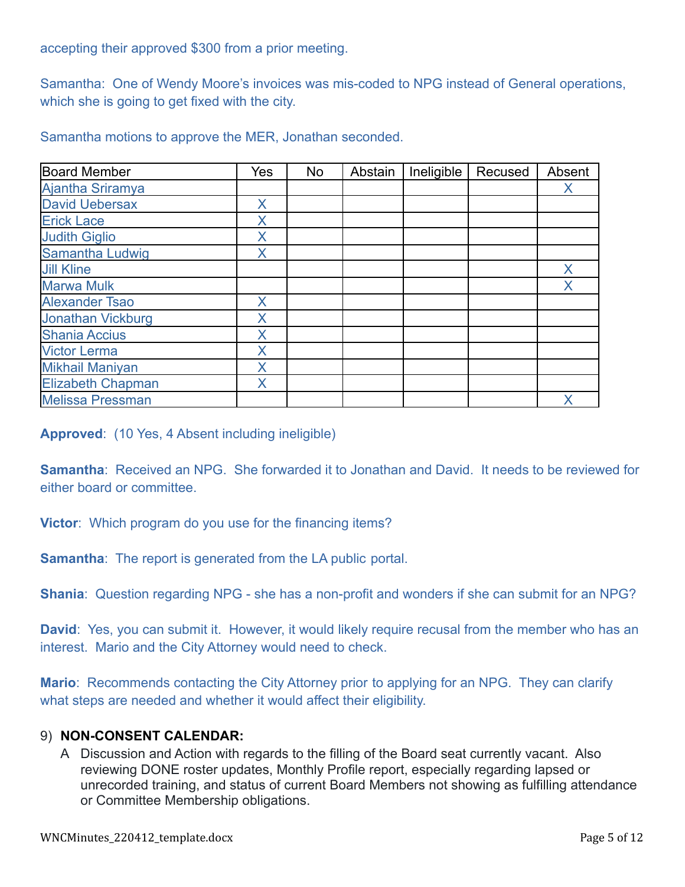accepting their approved $300 from a prior meeting.

Samantha: One of Wendy Moore's invoices was mis-coded to NPG instead of General operations, which she is going to get fixed with the city.

Samantha motions to approve the MER, Jonathan seconded.

| Board Member | Yes | No | Abstain | Ineligible | Recused | Absent |
|---|---|---|---|---|---|---|
| Ajantha Sriramya | | | | | | X |
| David Uebersax | X | | | | | |
| Erick Lace | X | | | | | |
| Judith Giglio | X | | | | | |
| Samantha Ludwig | X | | | | | |
| Jill Kline | | | | | | X |
| Marwa Mulk | | | | | | X |
| Alexander Tsao | X | | | | | |
| Jonathan Vickburg | X | | | | | |
| Shania Accius | X | | | | | |
| Victor Lerma | X | | | | | |
| Mikhail Maniyan | X | | | | | |
| Elizabeth Chapman | X | | | | | |
| Melissa Pressman | | | | | | X |

**Approved**: (10 Yes, 4 Absent including ineligible)

**Samantha**: Received an NPG. She forwarded it to Jonathan and David. It needs to be reviewed for either board or committee.

**Victor**: Which program do you use for the financing items?

**Samantha**: The report is generated from the LA public portal.

**Shania**: Question regarding NPG - she has a non-profit and wonders if she can submit for an NPG?

**David**: Yes, you can submit it. However, it would likely require recusal from the member who has an interest. Mario and the City Attorney would need to check.

**Mario**: Recommends contacting the City Attorney prior to applying for an NPG. They can clarify what steps are needed and whether it would affect their eligibility.

9) **NON-CONSENT CALENDAR:**

A Discussion and Action with regards to the filling of the Board seat currently vacant. Also reviewing DONE roster updates, Monthly Profile report, especially regarding lapsed or unrecorded training, and status of current Board Members not showing as fulfilling attendance or Committee Membership obligations.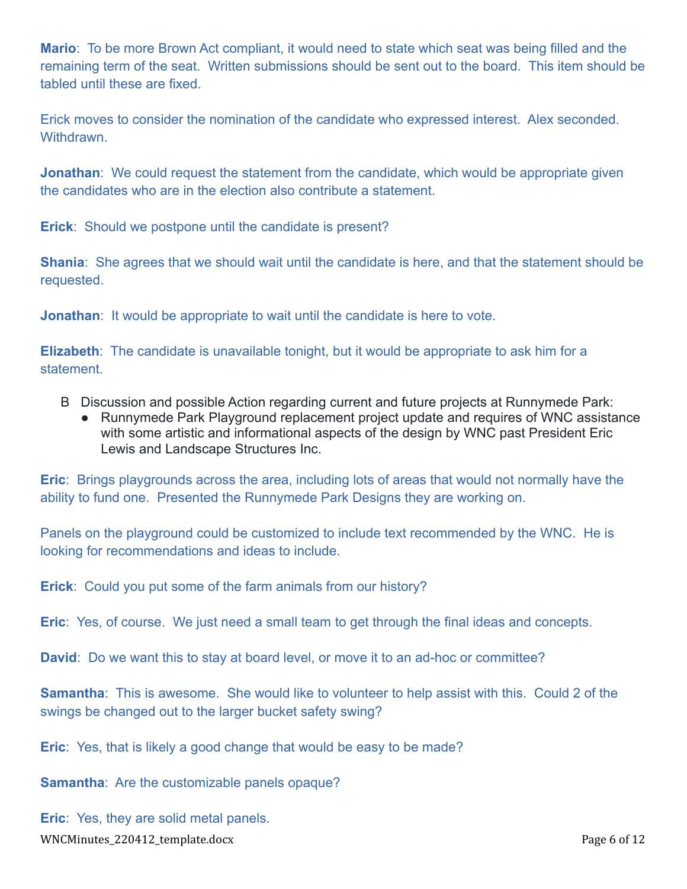**Mario**: To be more Brown Act compliant, it would need to state which seat was being filled and the remaining term of the seat. Written submissions should be sent out to the board. This item should be tabled until these are fixed.

Erick moves to consider the nomination of the candidate who expressed interest. Alex seconded. Withdrawn.

**Jonathan**: We could request the statement from the candidate, which would be appropriate given the candidates who are in the election also contribute a statement.

**Erick**: Should we postpone until the candidate is present?

**Shania**: She agrees that we should wait until the candidate is here, and that the statement should be requested.

**Jonathan**: It would be appropriate to wait until the candidate is here to vote.

**Elizabeth**: The candidate is unavailable tonight, but it would be appropriate to ask him for a statement.

B Discussion and possible Action regarding current and future projects at Runnymede Park:
- Runnymede Park Playground replacement project update and requires of WNC assistance with some artistic and informational aspects of the design by WNC past President Eric Lewis and Landscape Structures Inc.

**Eric**: Brings playgrounds across the area, including lots of areas that would not normally have the ability to fund one. Presented the Runnymede Park Designs they are working on.

Panels on the playground could be customized to include text recommended by the WNC. He is looking for recommendations and ideas to include.

**Erick**: Could you put some of the farm animals from our history?

**Eric**: Yes, of course. We just need a small team to get through the final ideas and concepts.

**David**: Do we want this to stay at board level, or move it to an ad-hoc or committee?

**Samantha**: This is awesome. She would like to volunteer to help assist with this. Could 2 of the swings be changed out to the larger bucket safety swing?

**Eric**: Yes, that is likely a good change that would be easy to be made?

**Samantha**: Are the customizable panels opaque?

**Eric**: Yes, they are solid metal panels.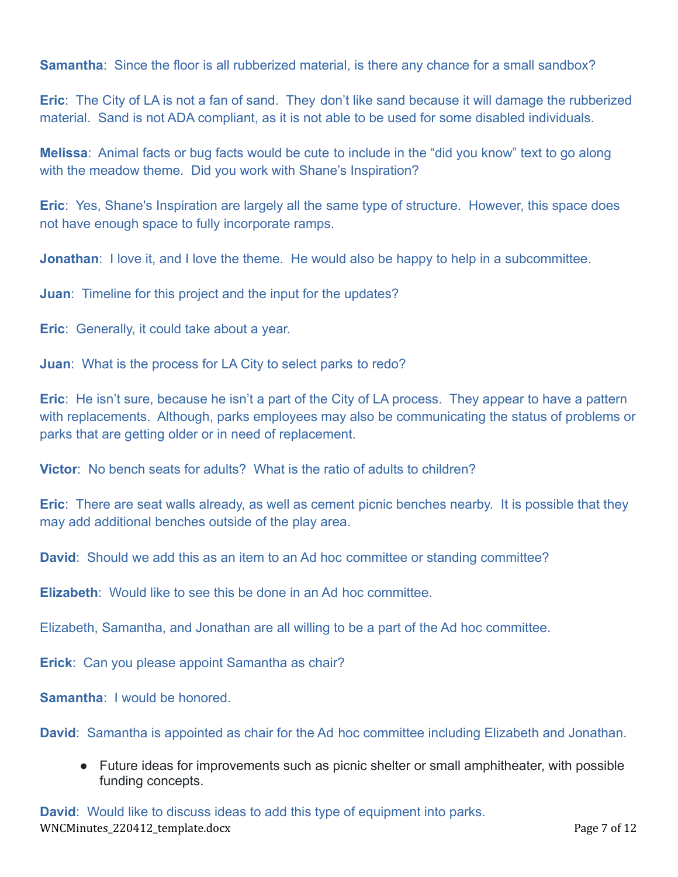**Samantha**: Since the floor is all rubberized material, is there any chance for a small sandbox?

**Eric**: The City of LA is not a fan of sand. They don't like sand because it will damage the rubberized material. Sand is not ADA compliant, as it is not able to be used for some disabled individuals.

**Melissa**: Animal facts or bug facts would be cute to include in the "did you know" text to go along with the meadow theme. Did you work with Shane's Inspiration?

**Eric**: Yes, Shane's Inspiration are largely all the same type of structure. However, this space does not have enough space to fully incorporate ramps.

**Jonathan**: I love it, and I love the theme. He would also be happy to help in a subcommittee.

**Juan**: Timeline for this project and the input for the updates?

**Eric**: Generally, it could take about a year.

**Juan**: What is the process for LA City to select parks to redo?

**Eric**: He isn't sure, because he isn't a part of the City of LA process. They appear to have a pattern with replacements. Although, parks employees may also be communicating the status of problems or parks that are getting older or in need of replacement.

**Victor**: No bench seats for adults? What is the ratio of adults to children?

**Eric**: There are seat walls already, as well as cement picnic benches nearby. It is possible that they may add additional benches outside of the play area.

**David**: Should we add this as an item to an Ad hoc committee or standing committee?

**Elizabeth**: Would like to see this be done in an Ad hoc committee.

Elizabeth, Samantha, and Jonathan are all willing to be a part of the Ad hoc committee.

**Erick**: Can you please appoint Samantha as chair?

**Samantha**: I would be honored.

**David**: Samantha is appointed as chair for the Ad hoc committee including Elizabeth and Jonathan.

- Future ideas for improvements such as picnic shelter or small amphitheater, with possible funding concepts.

**David**: Would like to discuss ideas to add this type of equipment into parks.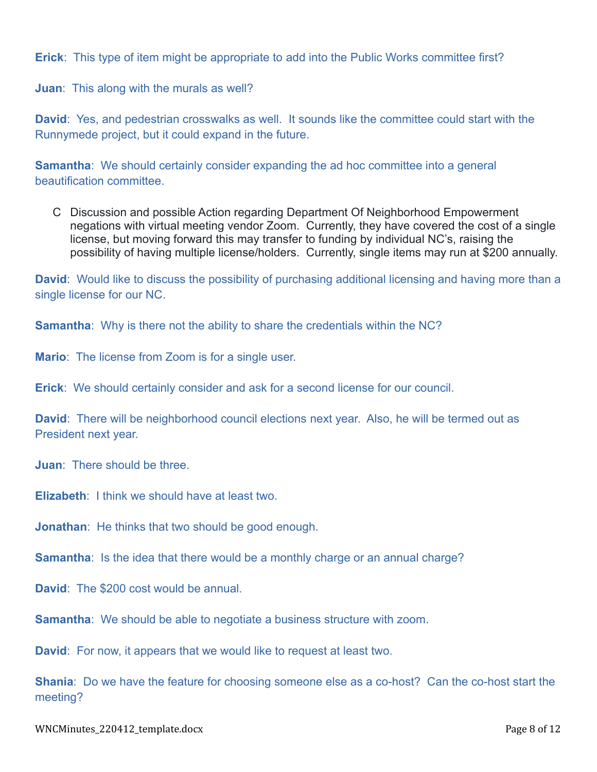**Erick**: This type of item might be appropriate to add into the Public Works committee first?

**Juan**: This along with the murals as well?

**David**: Yes, and pedestrian crosswalks as well. It sounds like the committee could start with the Runnymede project, but it could expand in the future.

**Samantha**: We should certainly consider expanding the ad hoc committee into a general beautification committee.

C Discussion and possible Action regarding Department Of Neighborhood Empowerment negations with virtual meeting vendor Zoom. Currently, they have covered the cost of a single license, but moving forward this may transfer to funding by individual NC's, raising the possibility of having multiple license/holders. Currently, single items may run at $200 annually.

**David**: Would like to discuss the possibility of purchasing additional licensing and having more than a single license for our NC.

**Samantha**: Why is there not the ability to share the credentials within the NC?

**Mario**: The license from Zoom is for a single user.

**Erick**: We should certainly consider and ask for a second license for our council.

**David**: There will be neighborhood council elections next year. Also, he will be termed out as President next year.

**Juan**: There should be three.

**Elizabeth**: I think we should have at least two.

**Jonathan**: He thinks that two should be good enough.

**Samantha**: Is the idea that there would be a monthly charge or an annual charge?

**David**: The $200 cost would be annual.

**Samantha**: We should be able to negotiate a business structure with zoom.

**David**: For now, it appears that we would like to request at least two.

**Shania**: Do we have the feature for choosing someone else as a co-host? Can the co-host start the meeting?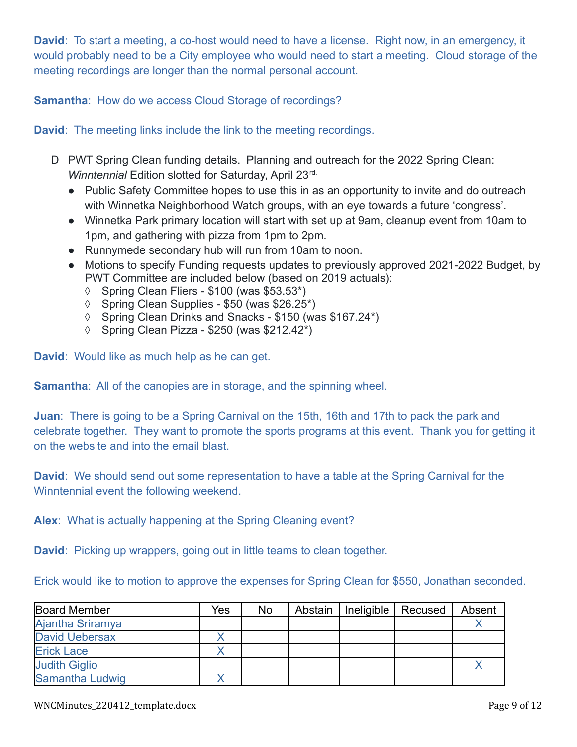**David**: To start a meeting, a co-host would need to have a license. Right now, in an emergency, it would probably need to be a City employee who would need to start a meeting. Cloud storage of the meeting recordings are longer than the normal personal account.

**Samantha**: How do we access Cloud Storage of recordings?

**David**: The meeting links include the link to the meeting recordings.

D PWT Spring Clean funding details. Planning and outreach for the 2022 Spring Clean: *Winntennial* Edition slotted for Saturday, April 23rd.

- Public Safety Committee hopes to use this in as an opportunity to invite and do outreach with Winnetka Neighborhood Watch groups, with an eye towards a future 'congress'.
- Winnetka Park primary location will start with set up at 9am, cleanup event from 10am to 1pm, and gathering with pizza from 1pm to 2pm.
- Runnymede secondary hub will run from 10am to noon.
- Motions to specify Funding requests updates to previously approved 2021-2022 Budget, by PWT Committee are included below (based on 2019 actuals):
  - ◊ Spring Clean Fliers - $100 (was $53.53*)
  - ◊ Spring Clean Supplies - $50 (was $26.25*)
  - ◊ Spring Clean Drinks and Snacks - $150 (was $167.24*)
  - ◊ Spring Clean Pizza - $250 (was $212.42*)

**David**: Would like as much help as he can get.

**Samantha**: All of the canopies are in storage, and the spinning wheel.

**Juan**: There is going to be a Spring Carnival on the 15th, 16th and 17th to pack the park and celebrate together. They want to promote the sports programs at this event. Thank you for getting it on the website and into the email blast.

**David**: We should send out some representation to have a table at the Spring Carnival for the Winntennial event the following weekend.

**Alex**: What is actually happening at the Spring Cleaning event?

**David**: Picking up wrappers, going out in little teams to clean together.

Erick would like to motion to approve the expenses for Spring Clean for $550, Jonathan seconded.

| Board Member | Yes | No | Abstain | Ineligible | Recused | Absent |
|---|---|---|---|---|---|---|
| Ajantha Sriramya | | | | | | X |
| David Uebersax | X | | | | | |
| Erick Lace | X | | | | | |
| Judith Giglio | | | | | | X |
| Samantha Ludwig | X | | | | | |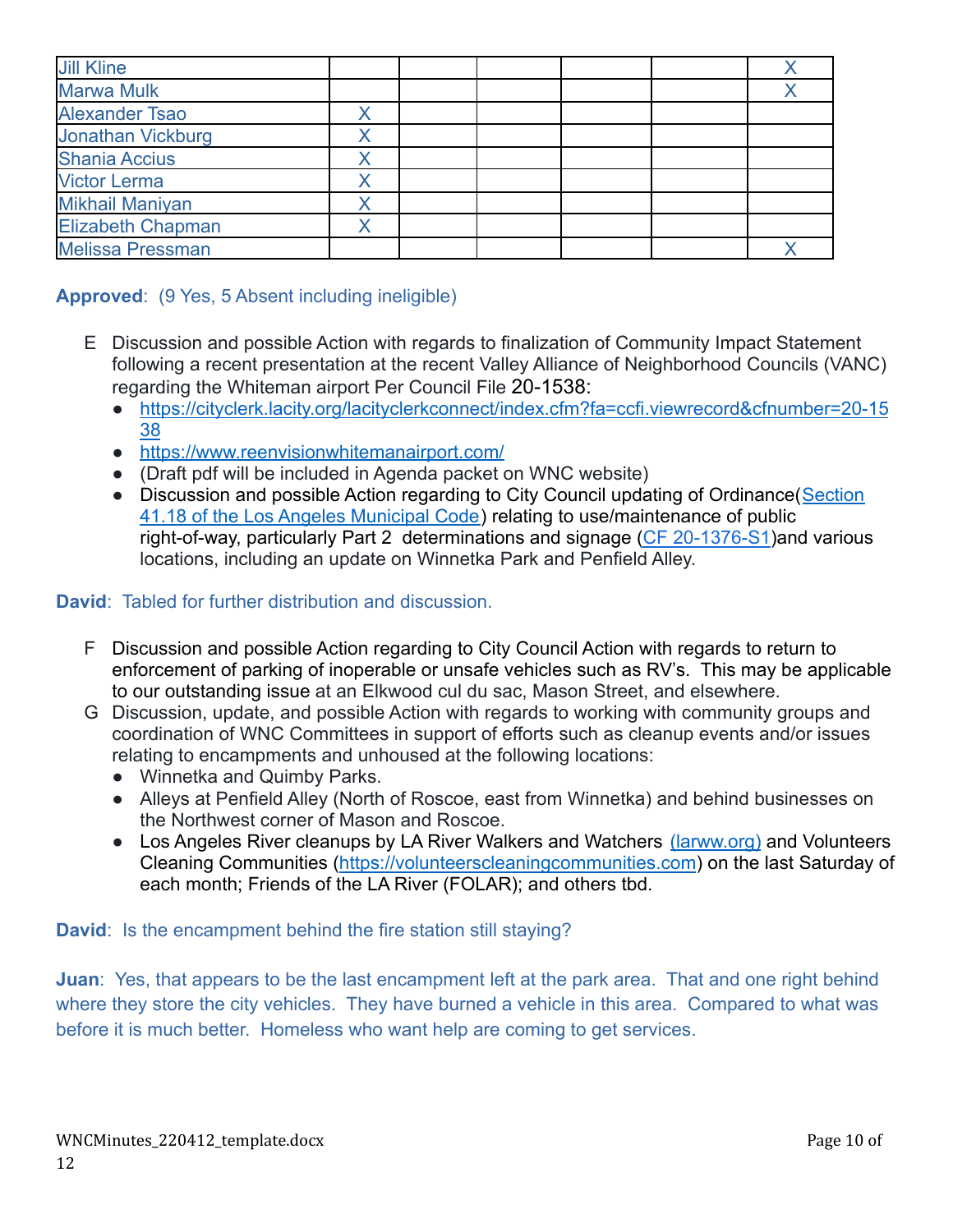| | | | | | | |
|---|---|---|---|---|---|---|
| Jill Kline | | | | | | X |
| Marwa Mulk | | | | | | X |
| Alexander Tsao | X | | | | | |
| Jonathan Vickburg | X | | | | | |
| Shania Accius | X | | | | | |
| Victor Lerma | X | | | | | |
| Mikhail Maniyan | X | | | | | |
| Elizabeth Chapman | X | | | | | |
| Melissa Pressman | | | | | | X |

**Approved**: (9 Yes, 5 Absent including ineligible)

E Discussion and possible Action with regards to finalization of Community Impact Statement following a recent presentation at the recent Valley Alliance of Neighborhood Councils (VANC) regarding the Whiteman airport Per Council File 20-1538:

- https://cityclerk.lacity.org/lacityclerkconnect/index.cfm?fa=ccfi.viewrecord&cfnumber=20-1538
- https://www.reenvisionwhitemanairport.com/
- (Draft pdf will be included in Agenda packet on WNC website)
- Discussion and possible Action regarding to City Council updating of Ordinance(Section 41.18 of the Los Angeles Municipal Code) relating to use/maintenance of public right-of-way, particularly Part 2 determinations and signage (CF 20-1376-S1)and various locations, including an update on Winnetka Park and Penfield Alley.

**David**: Tabled for further distribution and discussion.

F Discussion and possible Action regarding to City Council Action with regards to return to enforcement of parking of inoperable or unsafe vehicles such as RV's. This may be applicable to our outstanding issue at an Elkwood cul du sac, Mason Street, and elsewhere.

G Discussion, update, and possible Action with regards to working with community groups and coordination of WNC Committees in support of efforts such as cleanup events and/or issues relating to encampments and unhoused at the following locations:

- Winnetka and Quimby Parks.
- Alleys at Penfield Alley (North of Roscoe, east from Winnetka) and behind businesses on the Northwest corner of Mason and Roscoe.
- Los Angeles River cleanups by LA River Walkers and Watchers (larww.org) and Volunteers Cleaning Communities (https://volunteerscleaningcommunities.com) on the last Saturday of each month; Friends of the LA River (FOLAR); and others tbd.

**David**: Is the encampment behind the fire station still staying?

**Juan**: Yes, that appears to be the last encampment left at the park area. That and one right behind where they store the city vehicles. They have burned a vehicle in this area. Compared to what was before it is much better. Homeless who want help are coming to get services.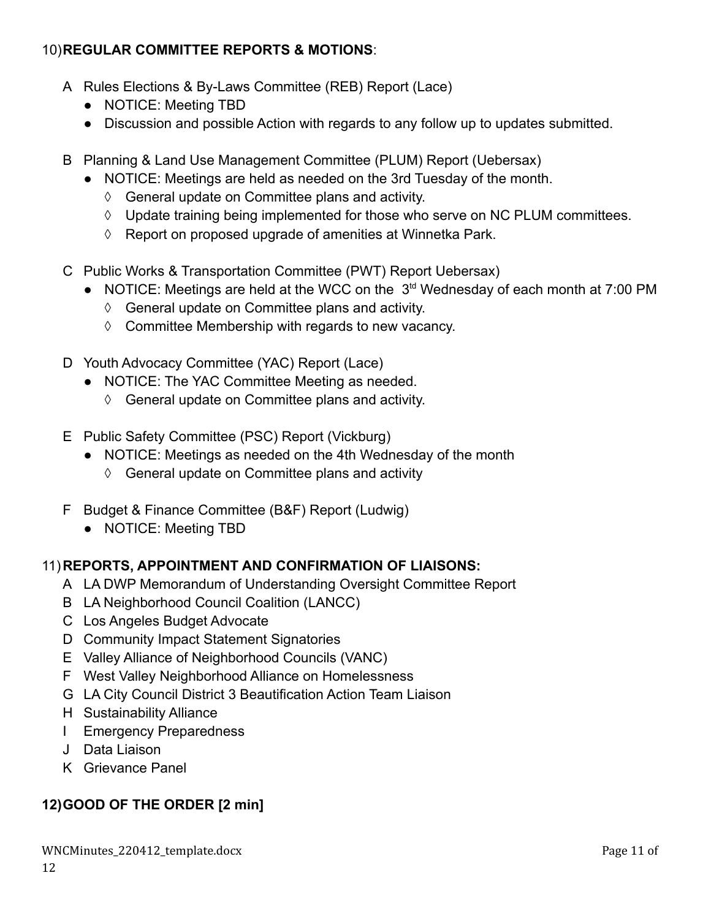10) **REGULAR COMMITTEE REPORTS & MOTIONS**:

A Rules Elections & By-Laws Committee (REB) Report (Lace)
- NOTICE: Meeting TBD
- Discussion and possible Action with regards to any follow up to updates submitted.

B Planning & Land Use Management Committee (PLUM) Report (Uebersax)
- NOTICE: Meetings are held as needed on the 3rd Tuesday of the month.
  - ◊ General update on Committee plans and activity.
  - ◊ Update training being implemented for those who serve on NC PLUM committees.
  - ◊ Report on proposed upgrade of amenities at Winnetka Park.

C Public Works & Transportation Committee (PWT) Report Uebersax)
- NOTICE: Meetings are held at the WCC on the 3td Wednesday of each month at 7:00 PM
  - ◊ General update on Committee plans and activity.
  - ◊ Committee Membership with regards to new vacancy.

D Youth Advocacy Committee (YAC) Report (Lace)
- NOTICE: The YAC Committee Meeting as needed.
  - ◊ General update on Committee plans and activity.

E Public Safety Committee (PSC) Report (Vickburg)
- NOTICE: Meetings as needed on the 4th Wednesday of the month
  - ◊ General update on Committee plans and activity

F Budget & Finance Committee (B&F) Report (Ludwig)
- NOTICE: Meeting TBD

11) **REPORTS, APPOINTMENT AND CONFIRMATION OF LIAISONS:**

A LA DWP Memorandum of Understanding Oversight Committee Report
B LA Neighborhood Council Coalition (LANCC)
C Los Angeles Budget Advocate
D Community Impact Statement Signatories
E Valley Alliance of Neighborhood Councils (VANC)
F West Valley Neighborhood Alliance on Homelessness
G LA City Council District 3 Beautification Action Team Liaison
H Sustainability Alliance
I Emergency Preparedness
J Data Liaison
K Grievance Panel

**12) GOOD OF THE ORDER [2 min]**

WNCMinutes_220412_template.docx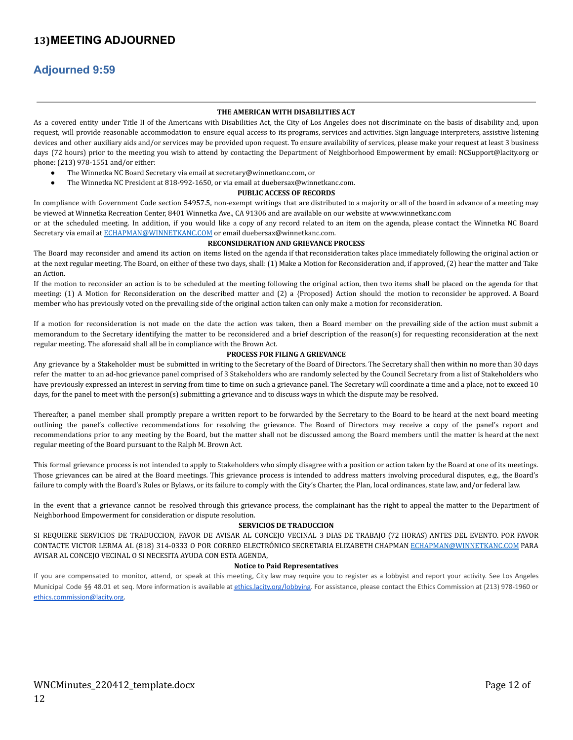## 13) MEETING ADJOURNED

## Adjourned 9:59

---

**THE AMERICAN WITH DISABILITIES ACT**

As a covered entity under Title II of the Americans with Disabilities Act, the City of Los Angeles does not discriminate on the basis of disability and, upon request, will provide reasonable accommodation to ensure equal access to its programs, services and activities. Sign language interpreters, assistive listening devices and other auxiliary aids and/or services may be provided upon request. To ensure availability of services, please make your request at least 3 business days (72 hours) prior to the meeting you wish to attend by contacting the Department of Neighborhood Empowerment by email: NCSupport@lacity.org or phone: (213) 978-1551 and/or either:

- The Winnetka NC Board Secretary via email at secretary@winnetkanc.com, or
- The Winnetka NC President at 818-992-1650, or via email at duebersax@winnetkanc.com.

**PUBLIC ACCESS OF RECORDS**

In compliance with Government Code section 54957.5, non-exempt writings that are distributed to a majority or all of the board in advance of a meeting may be viewed at Winnetka Recreation Center, 8401 Winnetka Ave., CA 91306 and are available on our website at www.winnetkanc.com
or at the scheduled meeting. In addition, if you would like a copy of any record related to an item on the agenda, please contact the Winnetka NC Board Secretary via email at ECHAPMAN@WINNETKANC.COM or email duebersax@winnetkanc.com.

**RECONSIDERATION AND GRIEVANCE PROCESS**

The Board may reconsider and amend its action on items listed on the agenda if that reconsideration takes place immediately following the original action or at the next regular meeting. The Board, on either of these two days, shall: (1) Make a Motion for Reconsideration and, if approved, (2) hear the matter and Take an Action.

If the motion to reconsider an action is to be scheduled at the meeting following the original action, then two items shall be placed on the agenda for that meeting: (1) A Motion for Reconsideration on the described matter and (2) a {Proposed} Action should the motion to reconsider be approved. A Board member who has previously voted on the prevailing side of the original action taken can only make a motion for reconsideration.

If a motion for reconsideration is not made on the date the action was taken, then a Board member on the prevailing side of the action must submit a memorandum to the Secretary identifying the matter to be reconsidered and a brief description of the reason(s) for requesting reconsideration at the next regular meeting. The aforesaid shall all be in compliance with the Brown Act.

**PROCESS FOR FILING A GRIEVANCE**

Any grievance by a Stakeholder must be submitted in writing to the Secretary of the Board of Directors. The Secretary shall then within no more than 30 days refer the matter to an ad-hoc grievance panel comprised of 3 Stakeholders who are randomly selected by the Council Secretary from a list of Stakeholders who have previously expressed an interest in serving from time to time on such a grievance panel. The Secretary will coordinate a time and a place, not to exceed 10 days, for the panel to meet with the person(s) submitting a grievance and to discuss ways in which the dispute may be resolved.

Thereafter, a panel member shall promptly prepare a written report to be forwarded by the Secretary to the Board to be heard at the next board meeting outlining the panel's collective recommendations for resolving the grievance. The Board of Directors may receive a copy of the panel's report and recommendations prior to any meeting by the Board, but the matter shall not be discussed among the Board members until the matter is heard at the next regular meeting of the Board pursuant to the Ralph M. Brown Act.

This formal grievance process is not intended to apply to Stakeholders who simply disagree with a position or action taken by the Board at one of its meetings. Those grievances can be aired at the Board meetings. This grievance process is intended to address matters involving procedural disputes, e.g., the Board's failure to comply with the Board's Rules or Bylaws, or its failure to comply with the City's Charter, the Plan, local ordinances, state law, and/or federal law.

In the event that a grievance cannot be resolved through this grievance process, the complainant has the right to appeal the matter to the Department of Neighborhood Empowerment for consideration or dispute resolution.

**SERVICIOS DE TRADUCCION**

SI REQUIERE SERVICIOS DE TRADUCCION, FAVOR DE AVISAR AL CONCEJO VECINAL 3 DIAS DE TRABAJO (72 HORAS) ANTES DEL EVENTO. POR FAVOR CONTACTE VICTOR LERMA AL (818) 314-0333 O POR CORREO ELECTRÓNICO SECRETARIA ELIZABETH CHAPMAN ECHAPMAN@WINNETKANC.COM PARA AVISAR AL CONCEJO VECINAL O SI NECESITA AYUDA CON ESTA AGENDA,

**Notice to Paid Representatives**

If you are compensated to monitor, attend, or speak at this meeting, City law may require you to register as a lobbyist and report your activity. See Los Angeles Municipal Code §§ 48.01 et seq. More information is available at ethics.lacity.org/lobbying. For assistance, please contact the Ethics Commission at (213) 978-1960 or ethics.commission@lacity.org.

WNCMinutes_220412_template.docx